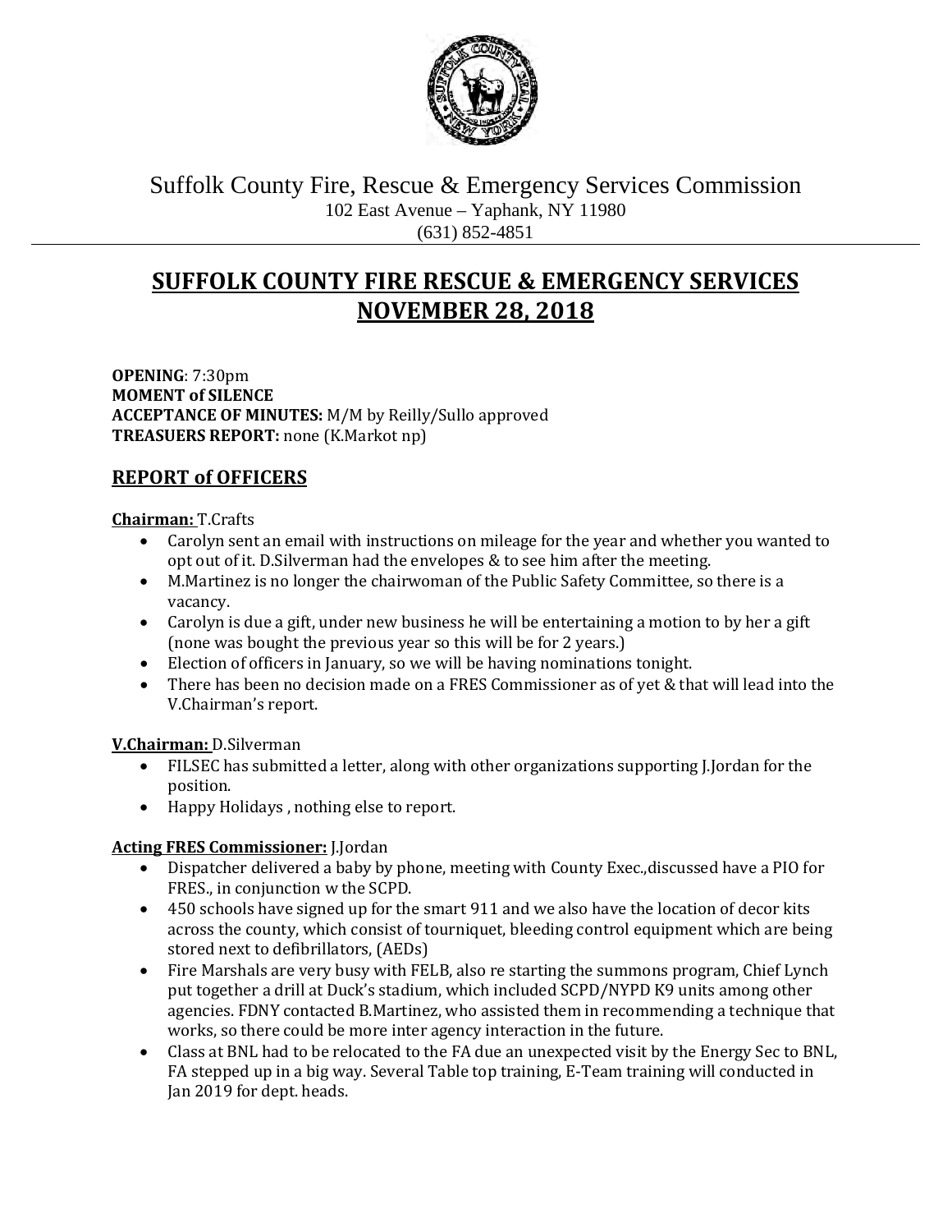Suffolk County Fire, Rescue & Emergency Services Commission
102 East Avenue – Yaphank, NY 11980
(631) 852-4851

# SUFFOLK COUNTY FIRE RESCUE & EMERGENCY SERVICES
# NOVEMBER 28, 2018

**OPENING**: 7:30pm
**MOMENT of SILENCE**
**ACCEPTANCE OF MINUTES:** M/M by Reilly/Sullo approved
**TREASUERS REPORT:** none (K.Markot np)

## REPORT of OFFICERS

**Chairman:** T.Crafts

- Carolyn sent an email with instructions on mileage for the year and whether you wanted to opt out of it. D.Silverman had the envelopes & to see him after the meeting.
- M.Martinez is no longer the chairwoman of the Public Safety Committee, so there is a vacancy.
- Carolyn is due a gift, under new business he will be entertaining a motion to by her a gift (none was bought the previous year so this will be for 2 years.)
- Election of officers in January, so we will be having nominations tonight.
- There has been no decision made on a FRES Commissioner as of yet & that will lead into the V.Chairman's report.

**V.Chairman:** D.Silverman

- FILSEC has submitted a letter, along with other organizations supporting J.Jordan for the position.
- Happy Holidays , nothing else to report.

**Acting FRES Commissioner:** J.Jordan

- Dispatcher delivered a baby by phone, meeting with County Exec.,discussed have a PIO for FRES., in conjunction w the SCPD.
- 450 schools have signed up for the smart 911 and we also have the location of decor kits across the county, which consist of tourniquet, bleeding control equipment which are being stored next to defibrillators, (AEDs)
- Fire Marshals are very busy with FELB, also re starting the summons program, Chief Lynch put together a drill at Duck's stadium, which included SCPD/NYPD K9 units among other agencies. FDNY contacted B.Martinez, who assisted them in recommending a technique that works, so there could be more inter agency interaction in the future.
- Class at BNL had to be relocated to the FA due an unexpected visit by the Energy Sec to BNL, FA stepped up in a big way. Several Table top training, E-Team training will conducted in Jan 2019 for dept. heads.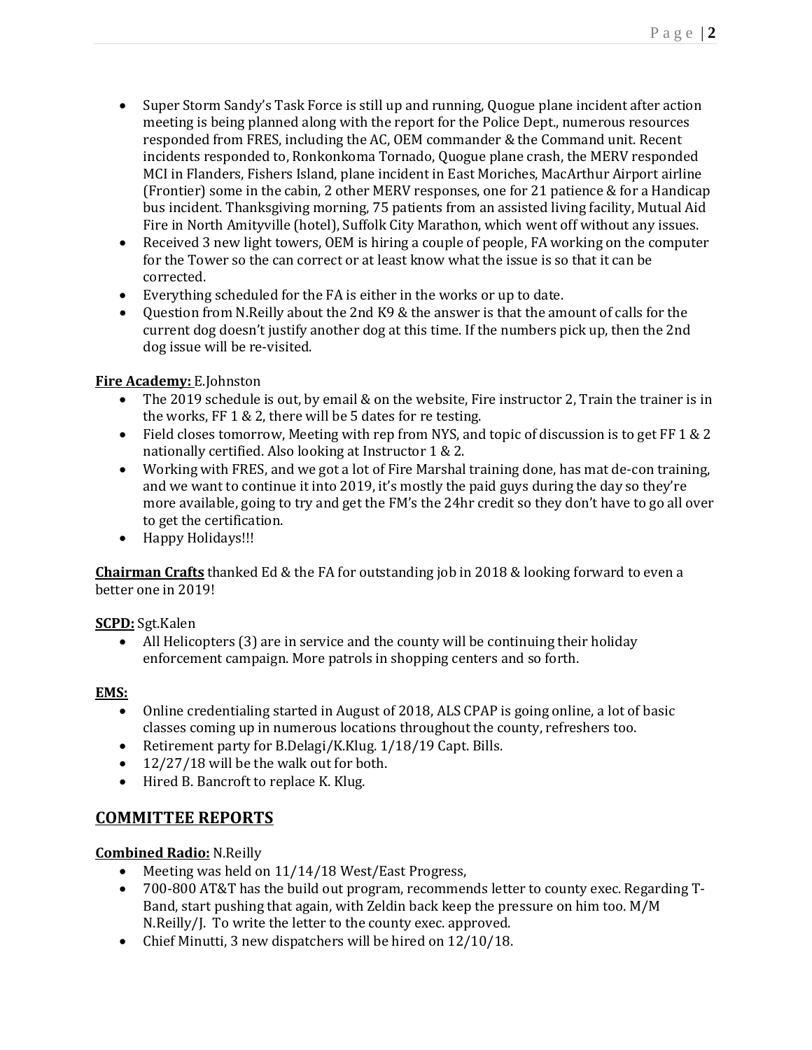- Super Storm Sandy's Task Force is still up and running, Quogue plane incident after action meeting is being planned along with the report for the Police Dept., numerous resources responded from FRES, including the AC, OEM commander & the Command unit. Recent incidents responded to, Ronkonkoma Tornado, Quogue plane crash, the MERV responded MCI in Flanders, Fishers Island, plane incident in East Moriches, MacArthur Airport airline (Frontier) some in the cabin, 2 other MERV responses, one for 21 patience & for a Handicap bus incident. Thanksgiving morning, 75 patients from an assisted living facility, Mutual Aid Fire in North Amityville (hotel), Suffolk City Marathon, which went off without any issues.
- Received 3 new light towers, OEM is hiring a couple of people, FA working on the computer for the Tower so the can correct or at least know what the issue is so that it can be corrected.
- Everything scheduled for the FA is either in the works or up to date.
- Question from N.Reilly about the 2nd K9 & the answer is that the amount of calls for the current dog doesn't justify another dog at this time. If the numbers pick up, then the 2nd dog issue will be re-visited.

**Fire Academy:** E.Johnston

- The 2019 schedule is out, by email & on the website, Fire instructor 2, Train the trainer is in the works, FF 1 & 2, there will be 5 dates for re testing.
- Field closes tomorrow, Meeting with rep from NYS, and topic of discussion is to get FF 1 & 2 nationally certified. Also looking at Instructor 1 & 2.
- Working with FRES, and we got a lot of Fire Marshal training done, has mat de-con training, and we want to continue it into 2019, it's mostly the paid guys during the day so they're more available, going to try and get the FM's the 24hr credit so they don't have to go all over to get the certification.
- Happy Holidays!!!

**Chairman Crafts** thanked Ed & the FA for outstanding job in 2018 & looking forward to even a better one in 2019!

**SCPD:** Sgt.Kalen

- All Helicopters (3) are in service and the county will be continuing their holiday enforcement campaign. More patrols in shopping centers and so forth.

**EMS:**

- Online credentialing started in August of 2018, ALS CPAP is going online, a lot of basic classes coming up in numerous locations throughout the county, refreshers too.
- Retirement party for B.Delagi/K.Klug. 1/18/19 Capt. Bills.
- 12/27/18 will be the walk out for both.
- Hired B. Bancroft to replace K. Klug.

## COMMITTEE REPORTS

**Combined Radio:** N.Reilly

- Meeting was held on 11/14/18 West/East Progress,
- 700-800 AT&T has the build out program, recommends letter to county exec. Regarding T-Band, start pushing that again, with Zeldin back keep the pressure on him too. M/M N.Reilly/J. To write the letter to the county exec. approved.
- Chief Minutti, 3 new dispatchers will be hired on 12/10/18.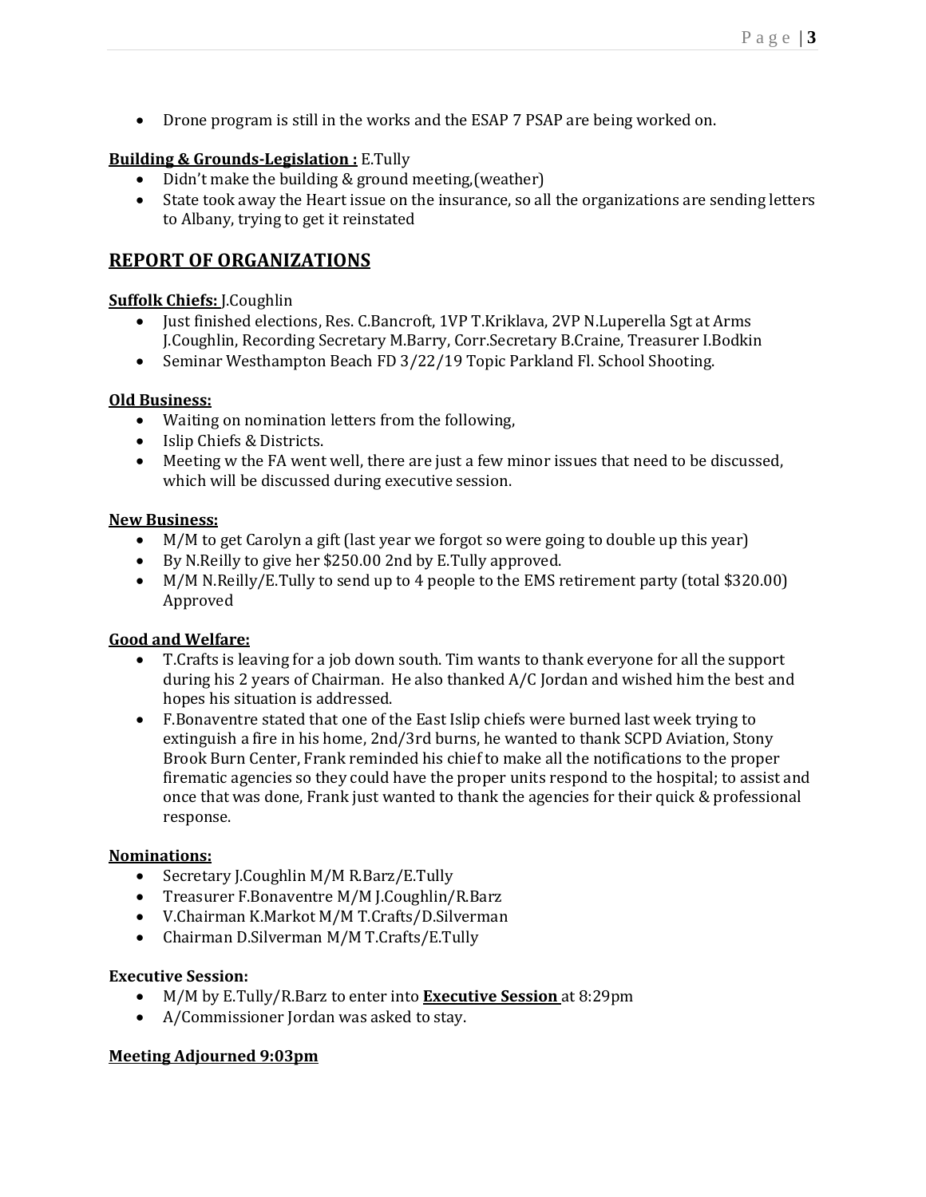- Drone program is still in the works and the ESAP 7 PSAP are being worked on.

**Building & Grounds-Legislation :** E.Tully

- Didn't make the building & ground meeting,(weather)
- State took away the Heart issue on the insurance, so all the organizations are sending letters to Albany, trying to get it reinstated

## REPORT OF ORGANIZATIONS

**Suffolk Chiefs:** J.Coughlin

- Just finished elections, Res. C.Bancroft, 1VP T.Kriklava, 2VP N.Luperella Sgt at Arms J.Coughlin, Recording Secretary M.Barry, Corr.Secretary B.Craine, Treasurer I.Bodkin
- Seminar Westhampton Beach FD 3/22/19 Topic Parkland Fl. School Shooting.

**Old Business:**

- Waiting on nomination letters from the following,
- Islip Chiefs & Districts.
- Meeting w the FA went well, there are just a few minor issues that need to be discussed, which will be discussed during executive session.

**New Business:**

- M/M to get Carolyn a gift (last year we forgot so were going to double up this year)
- By N.Reilly to give her $250.00 2nd by E.Tully approved.
- M/M N.Reilly/E.Tully to send up to 4 people to the EMS retirement party (total $320.00) Approved

**Good and Welfare:**

- T.Crafts is leaving for a job down south. Tim wants to thank everyone for all the support during his 2 years of Chairman. He also thanked A/C Jordan and wished him the best and hopes his situation is addressed.
- F.Bonaventre stated that one of the East Islip chiefs were burned last week trying to extinguish a fire in his home, 2nd/3rd burns, he wanted to thank SCPD Aviation, Stony Brook Burn Center, Frank reminded his chief to make all the notifications to the proper firematic agencies so they could have the proper units respond to the hospital; to assist and once that was done, Frank just wanted to thank the agencies for their quick & professional response.

**Nominations:**

- Secretary J.Coughlin M/M R.Barz/E.Tully
- Treasurer F.Bonaventre M/M J.Coughlin/R.Barz
- V.Chairman K.Markot M/M T.Crafts/D.Silverman
- Chairman D.Silverman M/M T.Crafts/E.Tully

**Executive Session:**

- M/M by E.Tully/R.Barz to enter into **Executive Session** at 8:29pm
- A/Commissioner Jordan was asked to stay.

**Meeting Adjourned 9:03pm**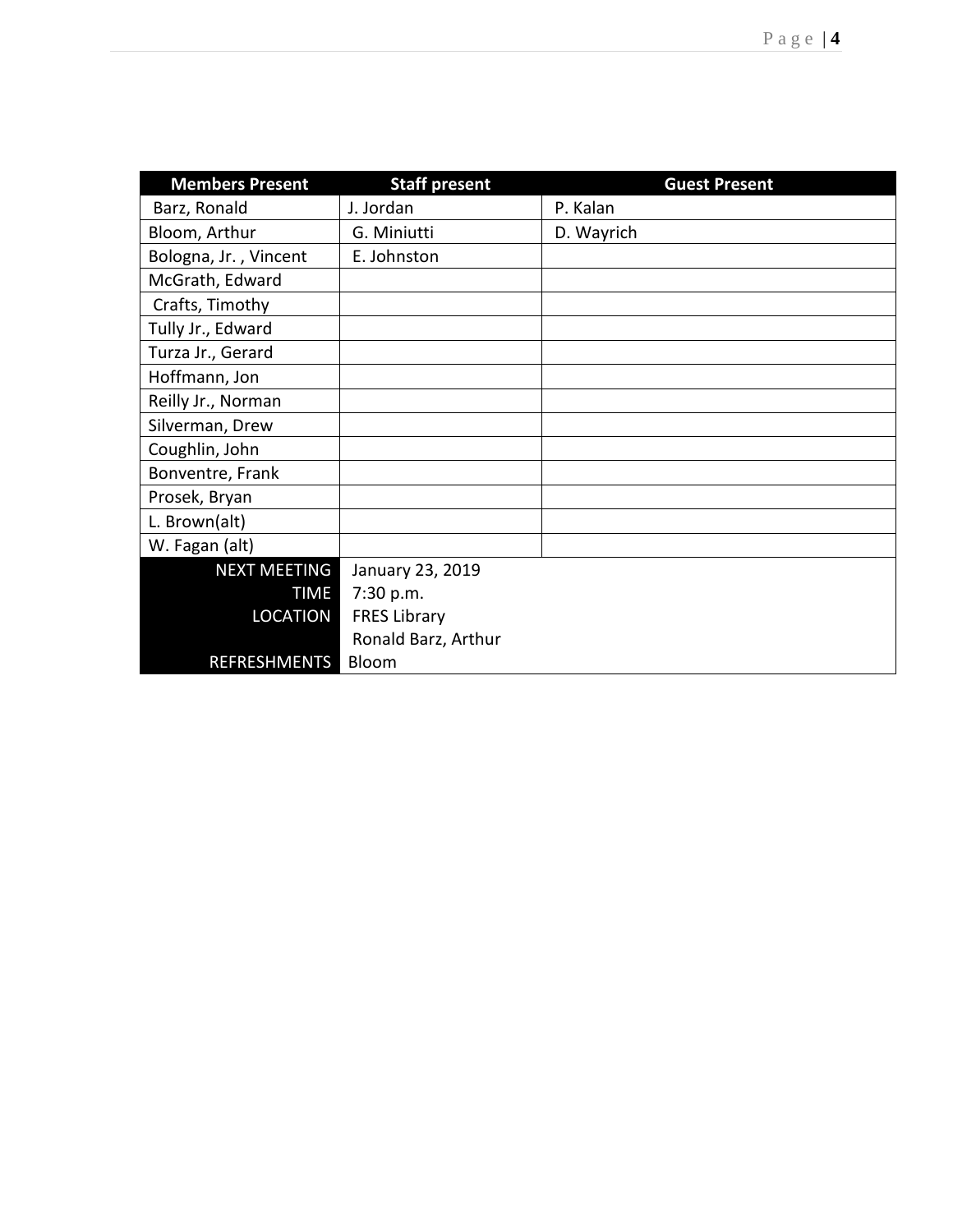| Members Present | Staff present | Guest Present |
|---|---|---|
| Barz, Ronald | J. Jordan | P. Kalan |
| Bloom, Arthur | G. Miniutti | D. Wayrich |
| Bologna, Jr. , Vincent | E. Johnston | |
| McGrath, Edward | | |
| Crafts, Timothy | | |
| Tully Jr., Edward | | |
| Turza Jr., Gerard | | |
| Hoffmann, Jon | | |
| Reilly Jr., Norman | | |
| Silverman, Drew | | |
| Coughlin, John | | |
| Bonventre, Frank | | |
| Prosek, Bryan | | |
| L. Brown(alt) | | |
| W. Fagan (alt) | | |
| NEXT MEETING | January 23, 2019 | |
| TIME | 7:30 p.m. | |
| LOCATION | FRES Library | |
| REFRESHMENTS | Ronald Barz, Arthur Bloom | |